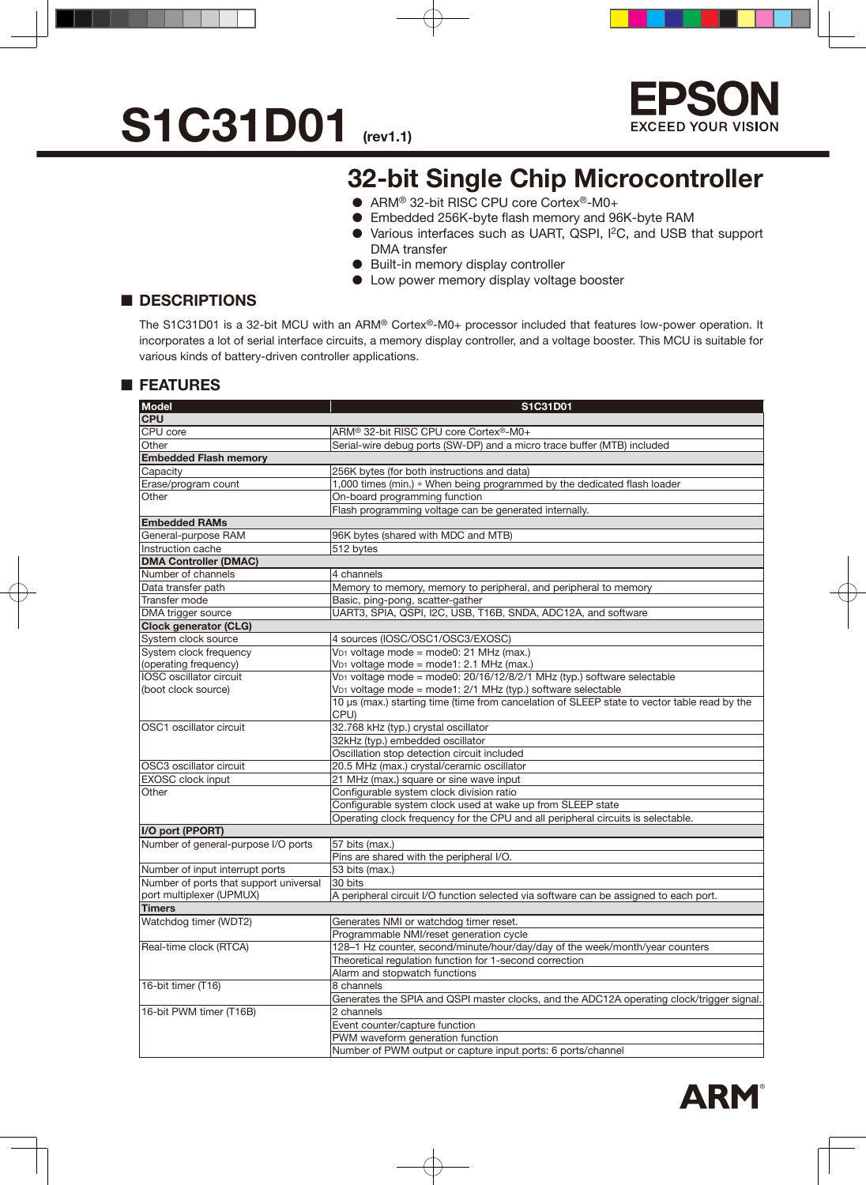# S1C31D01 (rev1.1)

EPSON
EXCEED YOUR VISION

## 32-bit Single Chip Microcontroller

- ARM® 32-bit RISC CPU core Cortex®-M0+
- Embedded 256K-byte flash memory and 96K-byte RAM
- Various interfaces such as UART, QSPI, I²C, and USB that support DMA transfer
- Built-in memory display controller
- Low power memory display voltage booster

## ■ DESCRIPTIONS

The S1C31D01 is a 32-bit MCU with an ARM® Cortex®-M0+ processor included that features low-power operation. It incorporates a lot of serial interface circuits, a memory display controller, and a voltage booster. This MCU is suitable for various kinds of battery-driven controller applications.

## ■ FEATURES

| Model | S1C31D01 |
|---|---|
| **CPU** | |
| CPU core | ARM® 32-bit RISC CPU core Cortex®-M0+ |
| Other | Serial-wire debug ports (SW-DP) and a micro trace buffer (MTB) included |
| **Embedded Flash memory** | |
| Capacity | 256K bytes (for both instructions and data) |
| Erase/program count | 1,000 times (min.) * When being programmed by the dedicated flash loader |
| Other | On-board programming function |
| | Flash programming voltage can be generated internally. |
| **Embedded RAMs** | |
| General-purpose RAM | 96K bytes (shared with MDC and MTB) |
| Instruction cache | 512 bytes |
| **DMA Controller (DMAC)** | |
| Number of channels | 4 channels |
| Data transfer path | Memory to memory, memory to peripheral, and peripheral to memory |
| Transfer mode | Basic, ping-pong, scatter-gather |
| DMA trigger source | UART3, SPIA, QSPI, I2C, USB, T16B, SNDA, ADC12A, and software |
| **Clock generator (CLG)** | |
| System clock source | 4 sources (IOSC/OSC1/OSC3/EXOSC) |
| System clock frequency (operating frequency) | $V_{D1}$ voltage mode = mode0: 21 MHz (max.)<br>$V_{D1}$ voltage mode = mode1: 2.1 MHz (max.) |
| IOSC oscillator circuit (boot clock source) | $V_{D1}$ voltage mode = mode0: 20/16/12/8/2/1 MHz (typ.) software selectable<br>$V_{D1}$ voltage mode = mode1: 2/1 MHz (typ.) software selectable |
| | 10 µs (max.) starting time (time from cancelation of SLEEP state to vector table read by the CPU) |
| OSC1 oscillator circuit | 32.768 kHz (typ.) crystal oscillator |
| | 32kHz (typ.) embedded oscillator |
| | Oscillation stop detection circuit included |
| OSC3 oscillator circuit | 20.5 MHz (max.) crystal/ceramic oscillator |
| EXOSC clock input | 21 MHz (max.) square or sine wave input |
| Other | Configurable system clock division ratio |
| | Configurable system clock used at wake up from SLEEP state |
| | Operating clock frequency for the CPU and all peripheral circuits is selectable. |
| **I/O port (PPORT)** | |
| Number of general-purpose I/O ports | 57 bits (max.) |
| | Pins are shared with the peripheral I/O. |
| Number of input interrupt ports | 53 bits (max.) |
| Number of ports that support universal port multiplexer (UPMUX) | 30 bits |
| | A peripheral circuit I/O function selected via software can be assigned to each port. |
| **Timers** | |
| Watchdog timer (WDT2) | Generates NMI or watchdog timer reset. |
| | Programmable NMI/reset generation cycle |
| Real-time clock (RTCA) | 128–1 Hz counter, second/minute/hour/day/day of the week/month/year counters |
| | Theoretical regulation function for 1-second correction |
| | Alarm and stopwatch functions |
| 16-bit timer (T16) | 8 channels |
| | Generates the SPIA and QSPI master clocks, and the ADC12A operating clock/trigger signal. |
| 16-bit PWM timer (T16B) | 2 channels |
| | Event counter/capture function |
| | PWM waveform generation function |
| | Number of PWM output or capture input ports: 6 ports/channel |

ARM®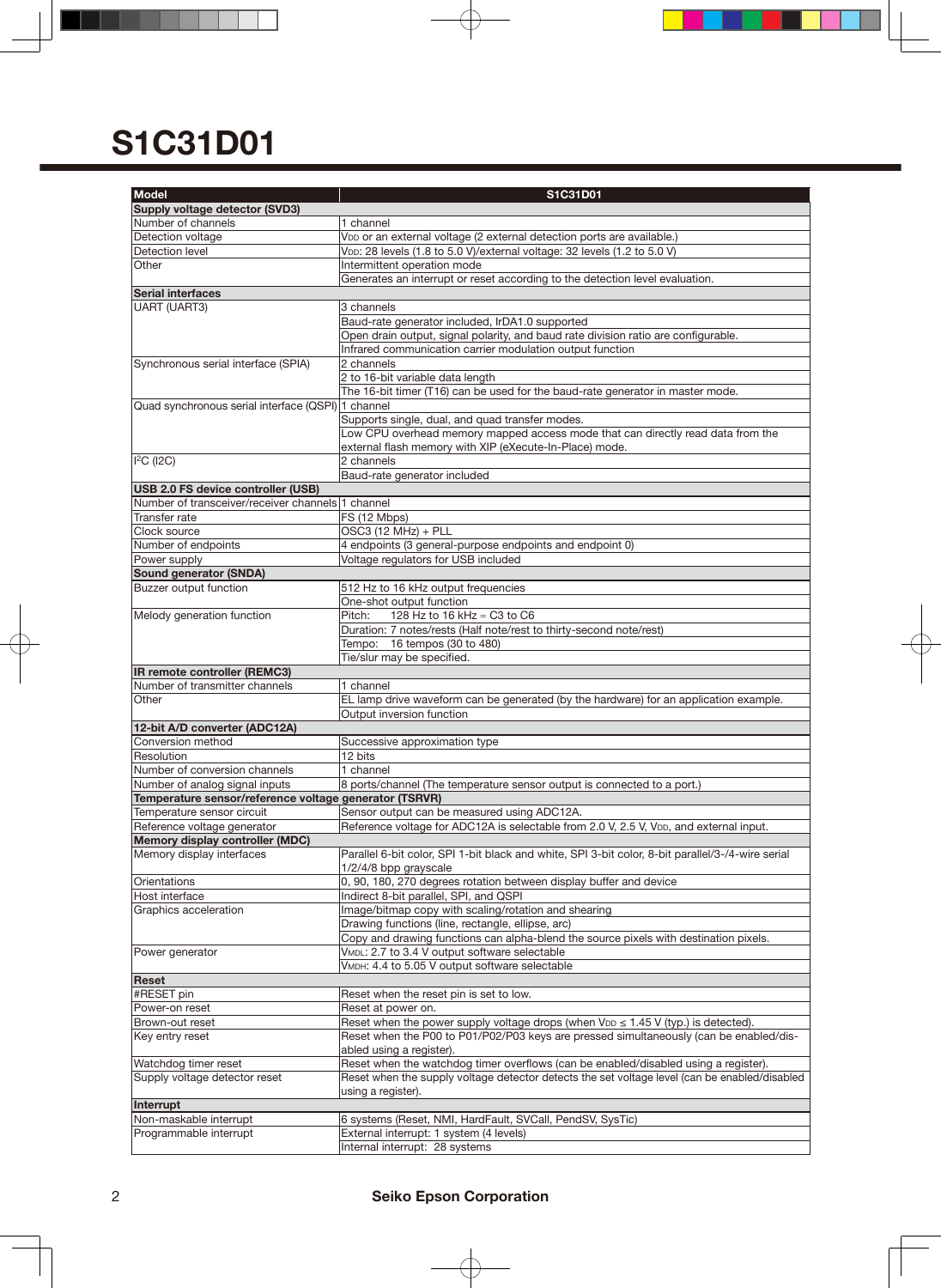# S1C31D01

| Model | S1C31D01 |
|---|---|
| **Supply voltage detector (SVD3)** | |
| Number of channels | 1 channel |
| Detection voltage | $V_{DD}$ or an external voltage (2 external detection ports are available.) |
| Detection level | $V_{DD}$: 28 levels (1.8 to 5.0 V)/external voltage: 32 levels (1.2 to 5.0 V) |
| Other | Intermittent operation mode |
| | Generates an interrupt or reset according to the detection level evaluation. |
| **Serial interfaces** | |
| UART (UART3) | 3 channels |
| | Baud-rate generator included, IrDA1.0 supported |
| | Open drain output, signal polarity, and baud rate division ratio are configurable. |
| | Infrared communication carrier modulation output function |
| Synchronous serial interface (SPIA) | 2 channels |
| | 2 to 16-bit variable data length |
| | The 16-bit timer (T16) can be used for the baud-rate generator in master mode. |
| Quad synchronous serial interface (QSPI) | 1 channel |
| | Supports single, dual, and quad transfer modes. |
| | Low CPU overhead memory mapped access mode that can directly read data from the external flash memory with XIP (eXecute-In-Place) mode. |
| $I^2C$ (I2C) | 2 channels |
| | Baud-rate generator included |
| **USB 2.0 FS device controller (USB)** | |
| Number of transceiver/receiver channels | 1 channel |
| Transfer rate | FS (12 Mbps) |
| Clock source | OSC3 (12 MHz) + PLL |
| Number of endpoints | 4 endpoints (3 general-purpose endpoints and endpoint 0) |
| Power supply | Voltage regulators for USB included |
| **Sound generator (SNDA)** | |
| Buzzer output function | 512 Hz to 16 kHz output frequencies |
| | One-shot output function |
| Melody generation function | Pitch: 128 Hz to 16 kHz = C3 to C6 |
| | Duration: 7 notes/rests (Half note/rest to thirty-second note/rest) |
| | Tempo: 16 tempos (30 to 480) |
| | Tie/slur may be specified. |
| **IR remote controller (REMC3)** | |
| Number of transmitter channels | 1 channel |
| Other | EL lamp drive waveform can be generated (by the hardware) for an application example. |
| | Output inversion function |
| **12-bit A/D converter (ADC12A)** | |
| Conversion method | Successive approximation type |
| Resolution | 12 bits |
| Number of conversion channels | 1 channel |
| Number of analog signal inputs | 8 ports/channel (The temperature sensor output is connected to a port.) |
| **Temperature sensor/reference voltage generator (TSRVR)** | |
| Temperature sensor circuit | Sensor output can be measured using ADC12A. |
| Reference voltage generator | Reference voltage for ADC12A is selectable from 2.0 V, 2.5 V, $V_{DD}$, and external input. |
| **Memory display controller (MDC)** | |
| Memory display interfaces | Parallel 6-bit color, SPI 1-bit black and white, SPI 3-bit color, 8-bit parallel/3-/4-wire serial 1/2/4/8 bpp grayscale |
| Orientations | 0, 90, 180, 270 degrees rotation between display buffer and device |
| Host interface | Indirect 8-bit parallel, SPI, and QSPI |
| Graphics acceleration | Image/bitmap copy with scaling/rotation and shearing |
| | Drawing functions (line, rectangle, ellipse, arc) |
| | Copy and drawing functions can alpha-blend the source pixels with destination pixels. |
| Power generator | $V_{MDL}$: 2.7 to 3.4 V output software selectable |
| | $V_{MDH}$: 4.4 to 5.05 V output software selectable |
| **Reset** | |
| #RESET pin | Reset when the reset pin is set to low. |
| Power-on reset | Reset at power on. |
| Brown-out reset | Reset when the power supply voltage drops (when $V_{DD} \leq 1.45$ V (typ.) is detected). |
| Key entry reset | Reset when the P00 to P01/P02/P03 keys are pressed simultaneously (can be enabled/disabled using a register). |
| Watchdog timer reset | Reset when the watchdog timer overflows (can be enabled/disabled using a register). |
| Supply voltage detector reset | Reset when the supply voltage detector detects the set voltage level (can be enabled/disabled using a register). |
| **Interrupt** | |
| Non-maskable interrupt | 6 systems (Reset, NMI, HardFault, SVCall, PendSV, SysTic) |
| Programmable interrupt | External interrupt: 1 system (4 levels) |
| | Internal interrupt: 28 systems |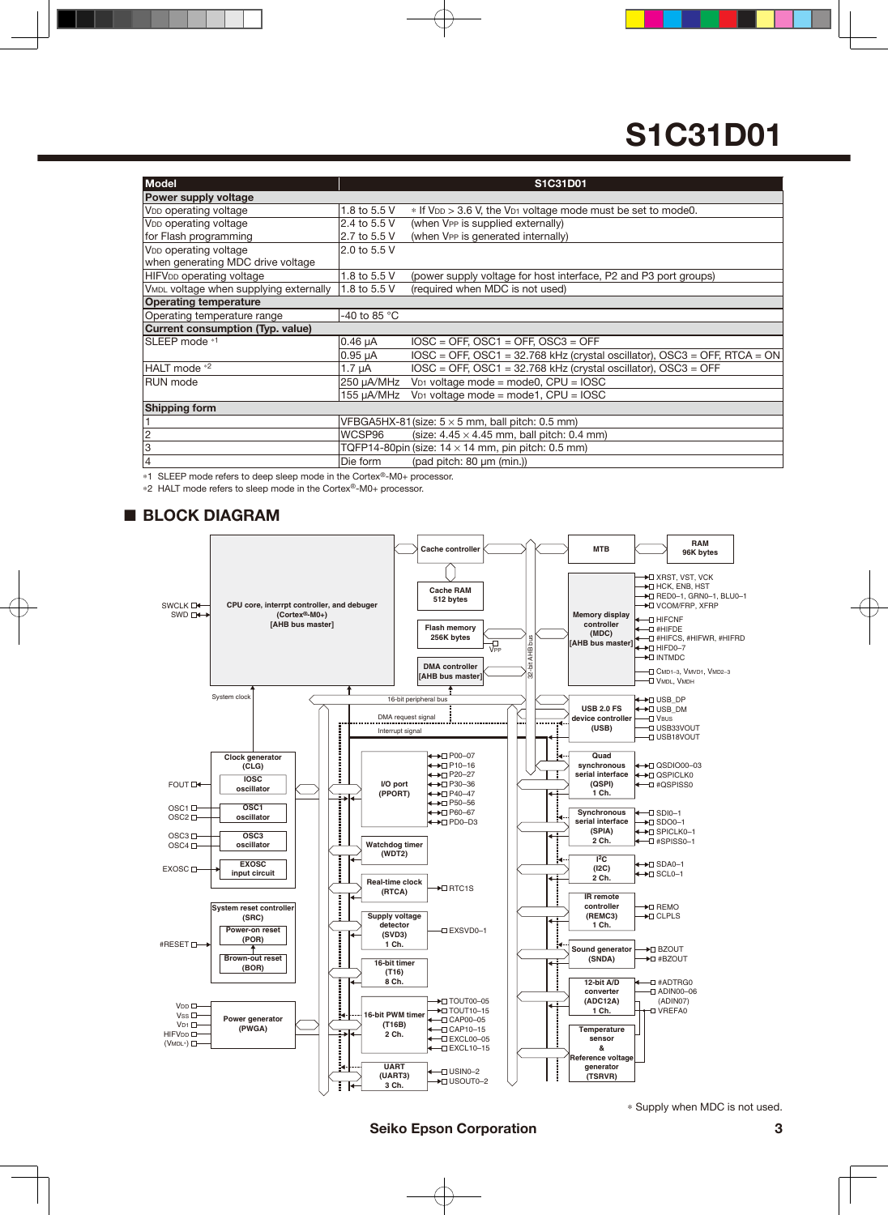# S1C31D01

| Model | S1C31D01 | |
|---|---|---|
| **Power supply voltage** | | |
| $V_{DD}$ operating voltage | 1.8 to 5.5 V | * If $V_{DD}$ > 3.6 V, the $V_{D1}$ voltage mode must be set to mode0. |
| $V_{DD}$ operating voltage for Flash programming | 2.4 to 5.5 V | (when $V_{PP}$ is supplied externally) |
| | 2.7 to 5.5 V | (when $V_{PP}$ is generated internally) |
| $V_{DD}$ operating voltage when generating MDC drive voltage | 2.0 to 5.5 V | |
| HIF$V_{DD}$ operating voltage | 1.8 to 5.5 V | (power supply voltage for host interface, P2 and P3 port groups) |
| $V_{MDL}$ voltage when supplying externally | 1.8 to 5.5 V | (required when MDC is not used) |
| **Operating temperature** | | |
| Operating temperature range | -40 to 85 °C | |
| **Current consumption (Typ. value)** | | |
| SLEEP mode *1 | 0.46 µA | IOSC = OFF, OSC1 = OFF, OSC3 = OFF |
| | 0.95 µA | IOSC = OFF, OSC1 = 32.768 kHz (crystal oscillator), OSC3 = OFF, RTCA = ON |
| HALT mode *2 | 1.7 µA | IOSC = OFF, OSC1 = 32.768 kHz (crystal oscillator), OSC3 = OFF |
| RUN mode | 250 µA/MHz | $V_{D1}$ voltage mode = mode0, CPU = IOSC |
| | 155 µA/MHz | $V_{D1}$ voltage mode = mode1, CPU = IOSC |
| **Shipping form** | | |
| 1 | VFBGA5HX-81 | (size: 5 × 5 mm, ball pitch: 0.5 mm) |
| 2 | WCSP96 | (size: 4.45 × 4.45 mm, ball pitch: 0.4 mm) |
| 3 | TQFP14-80pin | (size: 14 × 14 mm, pin pitch: 0.5 mm) |
| 4 | Die form | (pad pitch: 80 µm (min.)) |

*1 SLEEP mode refers to deep sleep mode in the Cortex®-M0+ processor.
*2 HALT mode refers to sleep mode in the Cortex®-M0+ processor.

## ■ BLOCK DIAGRAM

* Supply when MDC is not used.

Seiko Epson Corporation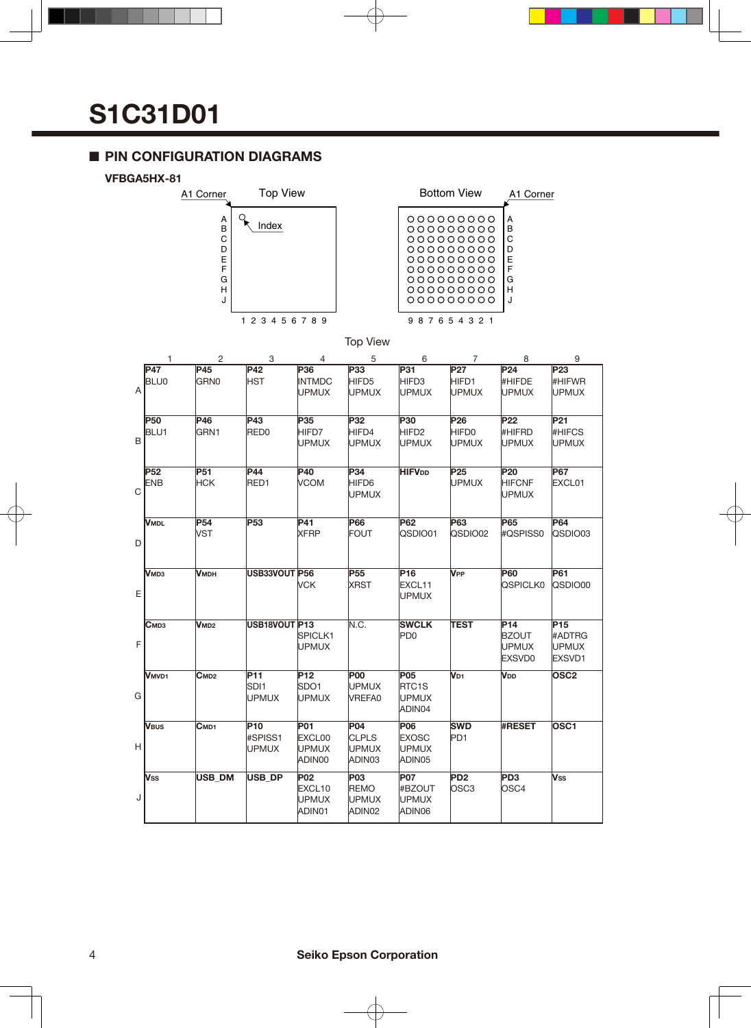# S1C31D01

## ■ PIN CONFIGURATION DIAGRAMS

**VFBGA5HX-81**

Top View

| | 1 | 2 | 3 | 4 | 5 | 6 | 7 | 8 | 9 |
|---|---|---|---|---|---|---|---|---|---|
| A | **P47** BLU0 | **P45** GRN0 | **P42** HST | **P36** INTMDC UPMUX | **P33** HIFD5 UPMUX | **P31** HIFD3 UPMUX | **P27** HIFD1 UPMUX | **P24** #HIFDE UPMUX | **P23** #HIFWR UPMUX |
| B | **P50** BLU1 | **P46** GRN1 | **P43** RED0 | **P35** HIFD7 UPMUX | **P32** HIFD4 UPMUX | **P30** HIFD2 UPMUX | **P26** HIFD0 UPMUX | **P22** #HIFRD UPMUX | **P21** #HIFCS UPMUX |
| C | **P52** ENB | **P51** HCK | **P44** RED1 | **P40** VCOM | **P34** HIFD6 UPMUX | **$HIFV_{DD}$** | **P25** UPMUX | **P20** HIFCNF UPMUX | **P67** EXCL01 |
| D | **$V_{MDL}$** | **P54** VST | **P53** | **P41** XFRP | **P66** FOUT | **P62** QSDIO01 | **P63** QSDIO02 | **P65** #QSPISS0 | **P64** QSDIO03 |
| E | **$V_{MD3}$** | **$V_{MDH}$** | **USB33VOUT** | **P56** VCK | **P55** XRST | **P16** EXCL11 UPMUX | **$V_{PP}$** | **P60** QSPICLK0 | **P61** QSDIO00 |
| F | **$C_{MD3}$** | **$V_{MD2}$** | **USB18VOUT** | **P13** SPICLK1 UPMUX | N.C. | **SWCLK** PD0 | **TEST** | **P14** BZOUT UPMUX EXSVD0 | **P15** #ADTRG UPMUX EXSVD1 |
| G | **$V_{MVD1}$** | **$C_{MD2}$** | **P11** SDI1 UPMUX | **P12** SDO1 UPMUX | **P00** UPMUX VREFA0 | **P05** RTC1S UPMUX ADIN04 | **$V_{D1}$** | **$V_{DD}$** | **OSC2** |
| H | **$V_{BUS}$** | **$C_{MD1}$** | **P10** #SPISS1 UPMUX | **P01** EXCL00 UPMUX ADIN00 | **P04** CLPLS UPMUX ADIN03 | **P06** EXOSC UPMUX ADIN05 | **SWD** PD1 | **#RESET** | **OSC1** |
| J | **$V_{SS}$** | **USB_DM** | **USB_DP** | **P02** EXCL10 UPMUX ADIN01 | **P03** REMO UPMUX ADIN02 | **P07** #BZOUT UPMUX ADIN06 | **PD2** OSC3 | **PD3** OSC4 | **$V_{SS}$** |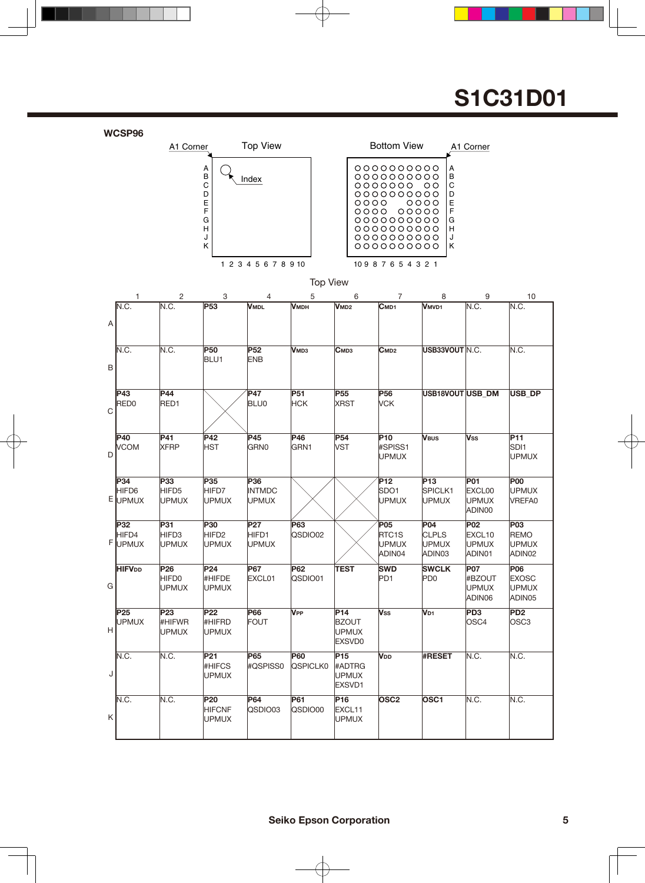# S1C31D01

**WCSP96**

A1 Corner — Top View — Index

Bottom View — A1 Corner

Top View

| | 1 | 2 | 3 | 4 | 5 | 6 | 7 | 8 | 9 | 10 |
|---|---|---|---|---|---|---|---|---|---|---|
| A | N.C. | N.C. | **P53** | **VMDL** | **VMDH** | **VMD2** | **CMD1** | **VMVD1** | N.C. | N.C. |
| B | N.C. | N.C. | **P50** BLU1 | **P52** ENB | **VMD3** | **CMD3** | **CMD2** | **USB33VOUT** | N.C. | N.C. |
| C | **P43** RED0 | **P44** RED1 | | **P47** BLU0 | **P51** HCK | **P55** XRST | **P56** VCK | **USB18VOUT** | **USB_DM** | **USB_DP** |
| D | **P40** VCOM | **P41** XFRP | **P42** HST | **P45** GRN0 | **P46** GRN1 | **P54** VST | **P10** #SPISS1 UPMUX | **VBUS** | **VSS** | **P11** SDI1 UPMUX |
| E | **P34** HIFD6 UPMUX | **P33** HIFD5 UPMUX | **P35** HIFD7 UPMUX | **P36** INTMDC UPMUX | | | **P12** SDO1 UPMUX | **P13** SPICLK1 UPMUX | **P01** EXCL00 UPMUX ADIN00 | **P00** UPMUX VREFA0 |
| F | **P32** HIFD4 UPMUX | **P31** HIFD3 UPMUX | **P30** HIFD2 UPMUX | **P27** HIFD1 UPMUX | **P63** QSDIO02 | | **P05** RTC1S UPMUX ADIN04 | **P04** CLPLS UPMUX ADIN03 | **P02** EXCL10 UPMUX ADIN01 | **P03** REMO UPMUX ADIN02 |
| G | **HIFVDD** | **P26** HIFD0 UPMUX | **P24** #HIFDE UPMUX | **P67** EXCL01 | **P62** QSDIO01 | **TEST** | **SWD** PD1 | **SWCLK** PD0 | **P07** #BZOUT UPMUX ADIN06 | **P06** EXOSC UPMUX ADIN05 |
| H | **P25** UPMUX | **P23** #HIFWR UPMUX | **P22** #HIFRD UPMUX | **P66** FOUT | **VPP** | **P14** BZOUT UPMUX EXSVD0 | **VSS** | **VD1** | **PD3** OSC4 | **PD2** OSC3 |
| J | N.C. | N.C. | **P21** #HIFCS UPMUX | **P65** #QSPISS0 | **P60** QSPICLK0 | **P15** #ADTRG UPMUX EXSVD1 | **VDD** | **#RESET** | N.C. | N.C. |
| K | N.C. | N.C. | **P20** HIFCNF UPMUX | **P64** QSDIO03 | **P61** QSDIO00 | **P16** EXCL11 UPMUX | **OSC2** | **OSC1** | N.C. | N.C. |

Seiko Epson Corporation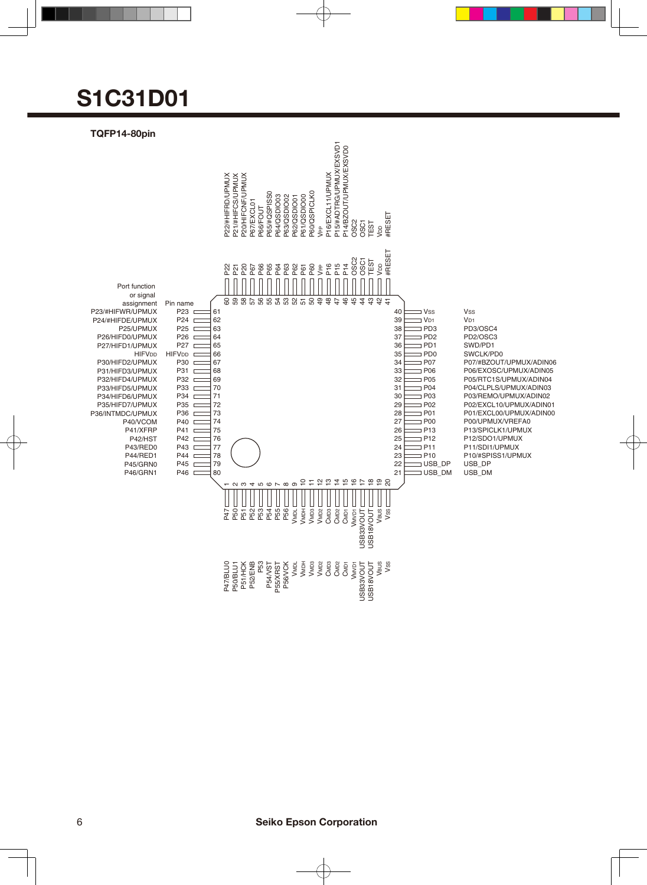# S1C31D01

**TQFP14-80pin**

| Pin No. | Pin name | Port function or signal assignment |
|---|---|---|
| 1 | P47 | P47/BLU0 |
| 2 | P50 | P50/BLU1 |
| 3 | P51 | P51/HCK |
| 4 | P52 | P52/ENB |
| 5 | P53 | P53 |
| 6 | P54 | P54/VST |
| 7 | P55 | P55/XRST |
| 8 | P56 | P56/VCK |
| 9 | $V_{MDL}$ | $V_{MDL}$ |
| 10 | $V_{MDH}$ | $V_{MDH}$ |
| 11 | $V_{MD3}$ | $V_{MD3}$ |
| 12 | $V_{MD2}$ | $V_{MD2}$ |
| 13 | $C_{MD3}$ | $C_{MD3}$ |
| 14 | $C_{MD2}$ | $C_{MD2}$ |
| 15 | $C_{MD1}$ | $C_{MD1}$ |
| 16 | $V_{MVD1}$ | $V_{MVD1}$ |
| 17 | USB33VOUT | USB33VOUT |
| 18 | USB18VOUT | USB18VOUT |
| 19 | $V_{BUS}$ | $V_{BUS}$ |
| 20 | $V_{SS}$ | $V_{SS}$ |
| 21 | USB_DM | USB_DM |
| 22 | USB_DP | USB_DP |
| 23 | P10 | P10/#SPISS1/UPMUX |
| 24 | P11 | P11/SDI1/UPMUX |
| 25 | P12 | P12/SDO1/UPMUX |
| 26 | P13 | P13/SPICLK1/UPMUX |
| 27 | P00 | P00/UPMUX/VREFA0 |
| 28 | P01 | P01/EXCL00/UPMUX/ADIN00 |
| 29 | P02 | P02/EXCL10/UPMUX/ADIN01 |
| 30 | P03 | P03/REMO/UPMUX/ADIN02 |
| 31 | P04 | P04/CLPLS/UPMUX/ADIN03 |
| 32 | P05 | P05/RTC1S/UPMUX/ADIN04 |
| 33 | P06 | P06/EXOSC/UPMUX/ADIN05 |
| 34 | P07 | P07/#BZOUT/UPMUX/ADIN06 |
| 35 | PD0 | SWCLK/PD0 |
| 36 | PD1 | SWD/PD1 |
| 37 | PD2 | PD2/OSC3 |
| 38 | PD3 | PD3/OSC4 |
| 39 | $V_{D1}$ | $V_{D1}$ |
| 40 | $V_{SS}$ | $V_{SS}$ |
| 41 | #RESET | #RESET |
| 42 | $V_{DD}$ | $V_{DD}$ |
| 43 | TEST | TEST |
| 44 | OSC1 | OSC1 |
| 45 | OSC2 | OSC2 |
| 46 | P14 | P14/BZOUT/UPMUX/EXSVD0 |
| 47 | P15 | P15/#ADTRG/UPMUX/EXSVD1 |
| 48 | P16 | P16/EXCL11/UPMUX |
| 49 | $V_{PP}$ | $V_{PP}$ |
| 50 | P60 | P60/QSPICLK0 |
| 51 | P61 | P61/QSDIO00 |
| 52 | P62 | P62/QSDIO01 |
| 53 | P63 | P63/QSDIO02 |
| 54 | P64 | P64/QSDIO03 |
| 55 | P65 | P65/#QSPISS0 |
| 56 | P66 | P66/FOUT |
| 57 | P67 | P67/EXCL01 |
| 58 | P20 | P20/HIFCNF/UPMUX |
| 59 | P21 | P21/#HIFCS/UPMUX |
| 60 | P22 | P22/#HIFRD/UPMUX |
| 61 | P23 | P23/#HIFWR/UPMUX |
| 62 | P24 | P24/#HIFDE/UPMUX |
| 63 | P25 | P25/UPMUX |
| 64 | P26 | P26/HIFD0/UPMUX |
| 65 | P27 | P27/HIFD1/UPMUX |
| 66 | $HIFV_{DD}$ | $HIFV_{DD}$ |
| 67 | P30 | P30/HIFD2/UPMUX |
| 68 | P31 | P31/HIFD3/UPMUX |
| 69 | P32 | P32/HIFD4/UPMUX |
| 70 | P33 | P33/HIFD5/UPMUX |
| 71 | P34 | P34/HIFD6/UPMUX |
| 72 | P35 | P35/HIFD7/UPMUX |
| 73 | P36 | P36/INTMDC/UPMUX |
| 74 | P40 | P40/VCOM |
| 75 | P41 | P41/XFRP |
| 76 | P42 | P42/HST |
| 77 | P43 | P43/RED0 |
| 78 | P44 | P44/RED1 |
| 79 | P45 | P45/GRN0 |
| 80 | P46 | P46/GRN1 |

Seiko Epson Corporation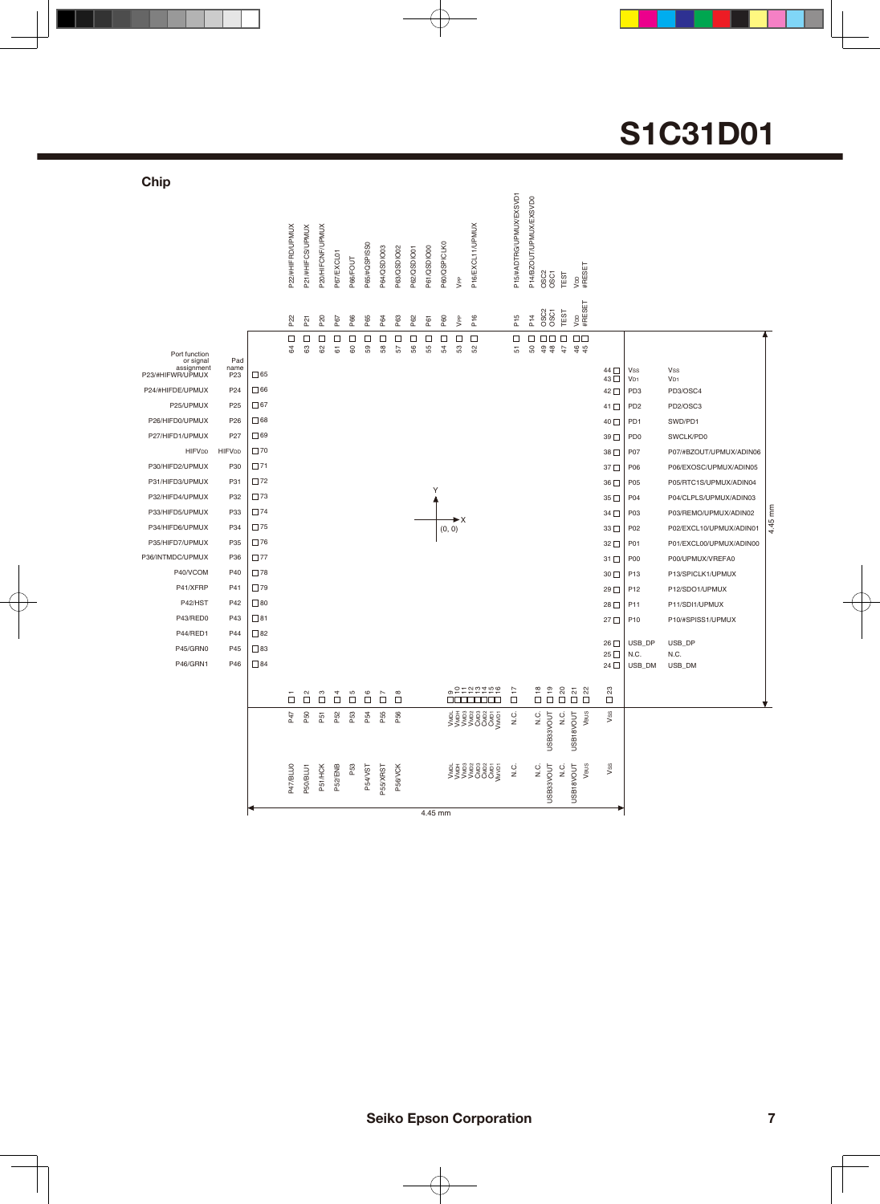## Chip

| Pad No. | Pad name | Port function or signal assignment |
|---|---|---|
| 1 | P47 | P47/BLU0 |
| 2 | P50 | P50/BLU1 |
| 3 | P51 | P51/HCK |
| 4 | P52 | P52/ENB |
| 5 | P53 | P53 |
| 6 | P54 | P54/VST |
| 7 | P55 | P55/XRST |
| 8 | P56 | P56/VCK |
| 9 | $V_{MDL}$ | $V_{MDL}$ |
| 10 | $V_{MDH}$ | $V_{MDH}$ |
| 11 | $V_{MD3}$ | $V_{MD3}$ |
| 12 | $V_{MD2}$ | $V_{MD2}$ |
| 13 | $C_{MD3}$ | $C_{MD3}$ |
| 14 | $C_{MD2}$ | $C_{MD2}$ |
| 15 | $C_{MD1}$ | $C_{MD1}$ |
| 16 | $V_{MVD1}$ | $V_{MVD1}$ |
| 17 | N.C. | N.C. |
| 18 | N.C. | N.C. |
| 19 | USB33VOUT | USB33VOUT |
| 20 | N.C. | N.C. |
| 21 | USB18VOUT | USB18VOUT |
| 22 | $V_{BUS}$ | $V_{BUS}$ |
| 23 | $V_{SS}$ | $V_{SS}$ |
| 24 | USB_DM | USB_DM |
| 25 | N.C. | N.C. |
| 26 | USB_DP | USB_DP |
| 27 | P10 | P10/#SPISS1/UPMUX |
| 28 | P11 | P11/SDI1/UPMUX |
| 29 | P12 | P12/SDO1/UPMUX |
| 30 | P13 | P13/SPICLK1/UPMUX |
| 31 | P00 | P00/UPMUX/VREFA0 |
| 32 | P01 | P01/EXCL00/UPMUX/ADIN00 |
| 33 | P02 | P02/EXCL10/UPMUX/ADIN01 |
| 34 | P03 | P03/REMO/UPMUX/ADIN02 |
| 35 | P04 | P04/CLPLS/UPMUX/ADIN03 |
| 36 | P05 | P05/RTC1S/UPMUX/ADIN04 |
| 37 | P06 | P06/EXOSC/UPMUX/ADIN05 |
| 38 | P07 | P07/#BZOUT/UPMUX/ADIN06 |
| 39 | PD0 | SWCLK/PD0 |
| 40 | PD1 | SWD/PD1 |
| 41 | PD2 | PD2/OSC3 |
| 42 | PD3 | PD3/OSC4 |
| 43 | $V_{D1}$ | $V_{D1}$ |
| 44 | $V_{SS}$ | $V_{SS}$ |
| 45 | #RESET | #RESET |
| 46 | $V_{DD}$ | $V_{DD}$ |
| 47 | TEST | TEST |
| 48 | OSC1 | OSC1 |
| 49 | OSC2 | OSC2 |
| 50 | P14 | P14/#BZOUT/UPMUX/EXSVD0 |
| 51 | P15 | P15/#ADTRG/UPMUX/EXSVD1 |
| 52 | P16 | P16/EXCL11/UPMUX |
| 53 | $V_{PP}$ | $V_{PP}$ |
| 54 | P60 | P60/QSPICLK0 |
| 55 | P61 | P61/QSDIO00 |
| 56 | P62 | P62/QSDIO01 |
| 57 | P63 | P63/QSDIO02 |
| 58 | P64 | P64/QSDIO03 |
| 59 | P65 | P65/#QSPISS0 |
| 60 | P66 | P66/FOUT |
| 61 | P67 | P67/EXCL01 |
| 62 | P20 | P20/HIFCNF/UPMUX |
| 63 | P21 | P21/#HIFCS/UPMUX |
| 64 | P22 | P22/#HIFRD/UPMUX |
| 65 | P23 | P23/#HIFWR/UPMUX |
| 66 | P24 | P24/#HIFDE/UPMUX |
| 67 | P25 | P25/UPMUX |
| 68 | P26 | P26/HIFD0/UPMUX |
| 69 | P27 | P27/HIFD1/UPMUX |
| 70 | $HIFV_{DD}$ | $HIFV_{DD}$ |
| 71 | P30 | P30/HIFD2/UPMUX |
| 72 | P31 | P31/HIFD3/UPMUX |
| 73 | P32 | P32/HIFD4/UPMUX |
| 74 | P33 | P33/HIFD5/UPMUX |
| 75 | P34 | P34/HIFD6/UPMUX |
| 76 | P35 | P35/HIFD7/UPMUX |
| 77 | P36 | P36/INTMDC/UPMUX |
| 78 | P40 | P40/VCOM |
| 79 | P41 | P41/XFRP |
| 80 | P42 | P42/HST |
| 81 | P43 | P43/RED0 |
| 82 | P44 | P44/RED1 |
| 83 | P45 | P45/GRN0 |
| 84 | P46 | P46/GRN1 |

Chip size: 4.45 mm × 4.45 mm; coordinate origin (0, 0) at chip center (X, Y axes).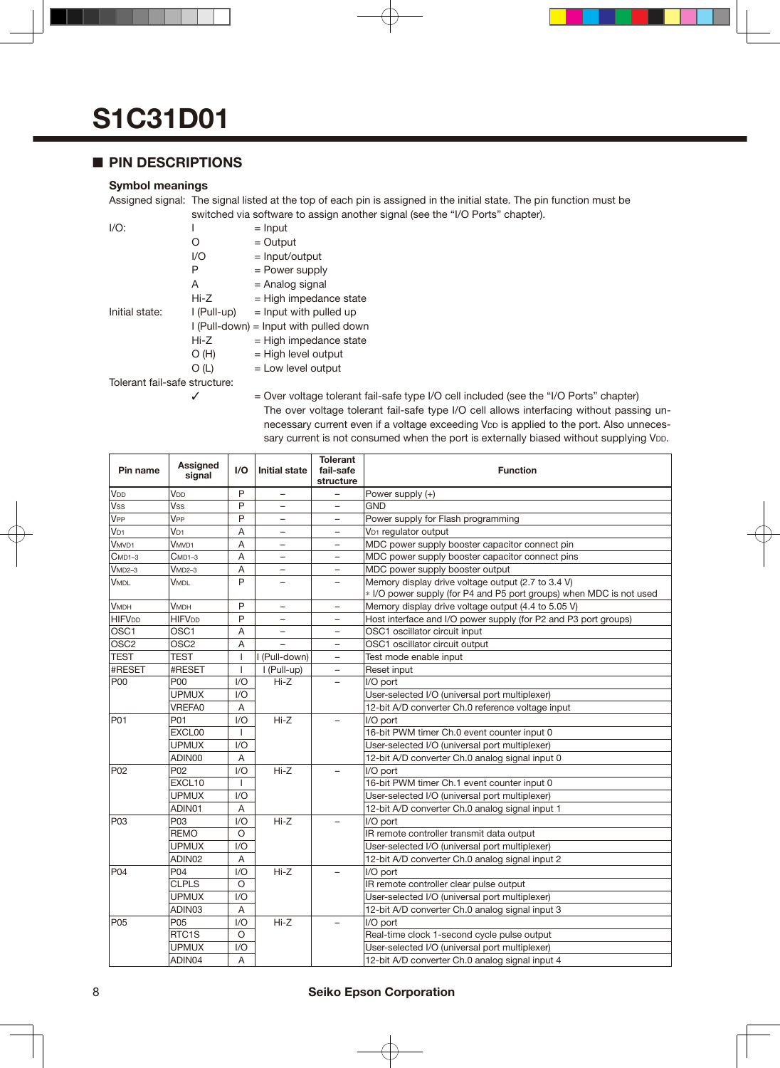# S1C31D01

## ■ PIN DESCRIPTIONS

### Symbol meanings

Assigned signal: The signal listed at the top of each pin is assigned in the initial state. The pin function must be switched via software to assign another signal (see the "I/O Ports" chapter).

I/O:
- I = Input
- O = Output
- I/O = Input/output
- P = Power supply
- A = Analog signal
- Hi-Z = High impedance state

Initial state:
- I (Pull-up) = Input with pulled up
- I (Pull-down) = Input with pulled down
- Hi-Z = High impedance state
- O (H) = High level output
- O (L) = Low level output

Tolerant fail-safe structure:
- ✓ = Over voltage tolerant fail-safe type I/O cell included (see the "I/O Ports" chapter)
  The over voltage tolerant fail-safe type I/O cell allows interfacing without passing unnecessary current even if a voltage exceeding $V_{DD}$ is applied to the port. Also unnecessary current is not consumed when the port is externally biased without supplying $V_{DD}$.

| Pin name | Assigned signal | I/O | Initial state | Tolerant fail-safe structure | Function |
|---|---|---|---|---|---|
| $V_{DD}$ | $V_{DD}$ | P | – | – | Power supply (+) |
| $V_{SS}$ | $V_{SS}$ | P | – | – | GND |
| $V_{PP}$ | $V_{PP}$ | P | – | – | Power supply for Flash programming |
| $V_{D1}$ | $V_{D1}$ | A | – | – | $V_{D1}$ regulator output |
| $V_{MVD1}$ | $V_{MVD1}$ | A | – | – | MDC power supply booster capacitor connect pin |
| $C_{MD1–3}$ | $C_{MD1–3}$ | A | – | – | MDC power supply booster capacitor connect pins |
| $V_{MD2–3}$ | $V_{MD2–3}$ | A | – | – | MDC power supply booster output |
| $V_{MDL}$ | $V_{MDL}$ | P | – | – | Memory display drive voltage output (2.7 to 3.4 V)<br>* I/O power supply (for P4 and P5 port groups) when MDC is not used |
| $V_{MDH}$ | $V_{MDH}$ | P | – | – | Memory display drive voltage output (4.4 to 5.05 V) |
| $HIFV_{DD}$ | $HIFV_{DD}$ | P | – | – | Host interface and I/O power supply (for P2 and P3 port groups) |
| OSC1 | OSC1 | A | – | – | OSC1 oscillator circuit input |
| OSC2 | OSC2 | A | – | – | OSC1 oscillator circuit output |
| TEST | TEST | I | I (Pull-down) | – | Test mode enable input |
| #RESET | #RESET | I | I (Pull-up) | – | Reset input |
| P00 | P00 | I/O | Hi-Z | – | I/O port |
| | UPMUX | I/O | | | User-selected I/O (universal port multiplexer) |
| | VREFA0 | A | | | 12-bit A/D converter Ch.0 reference voltage input |
| P01 | P01 | I/O | Hi-Z | – | I/O port |
| | EXCL00 | I | | | 16-bit PWM timer Ch.0 event counter input 0 |
| | UPMUX | I/O | | | User-selected I/O (universal port multiplexer) |
| | ADIN00 | A | | | 12-bit A/D converter Ch.0 analog signal input 0 |
| P02 | P02 | I/O | Hi-Z | – | I/O port |
| | EXCL10 | I | | | 16-bit PWM timer Ch.1 event counter input 0 |
| | UPMUX | I/O | | | User-selected I/O (universal port multiplexer) |
| | ADIN01 | A | | | 12-bit A/D converter Ch.0 analog signal input 1 |
| P03 | P03 | I/O | Hi-Z | – | I/O port |
| | REMO | O | | | IR remote controller transmit data output |
| | UPMUX | I/O | | | User-selected I/O (universal port multiplexer) |
| | ADIN02 | A | | | 12-bit A/D converter Ch.0 analog signal input 2 |
| P04 | P04 | I/O | Hi-Z | – | I/O port |
| | CLPLS | O | | | IR remote controller clear pulse output |
| | UPMUX | I/O | | | User-selected I/O (universal port multiplexer) |
| | ADIN03 | A | | | 12-bit A/D converter Ch.0 analog signal input 3 |
| P05 | P05 | I/O | Hi-Z | – | I/O port |
| | RTC1S | O | | | Real-time clock 1-second cycle pulse output |
| | UPMUX | I/O | | | User-selected I/O (universal port multiplexer) |
| | ADIN04 | A | | | 12-bit A/D converter Ch.0 analog signal input 4 |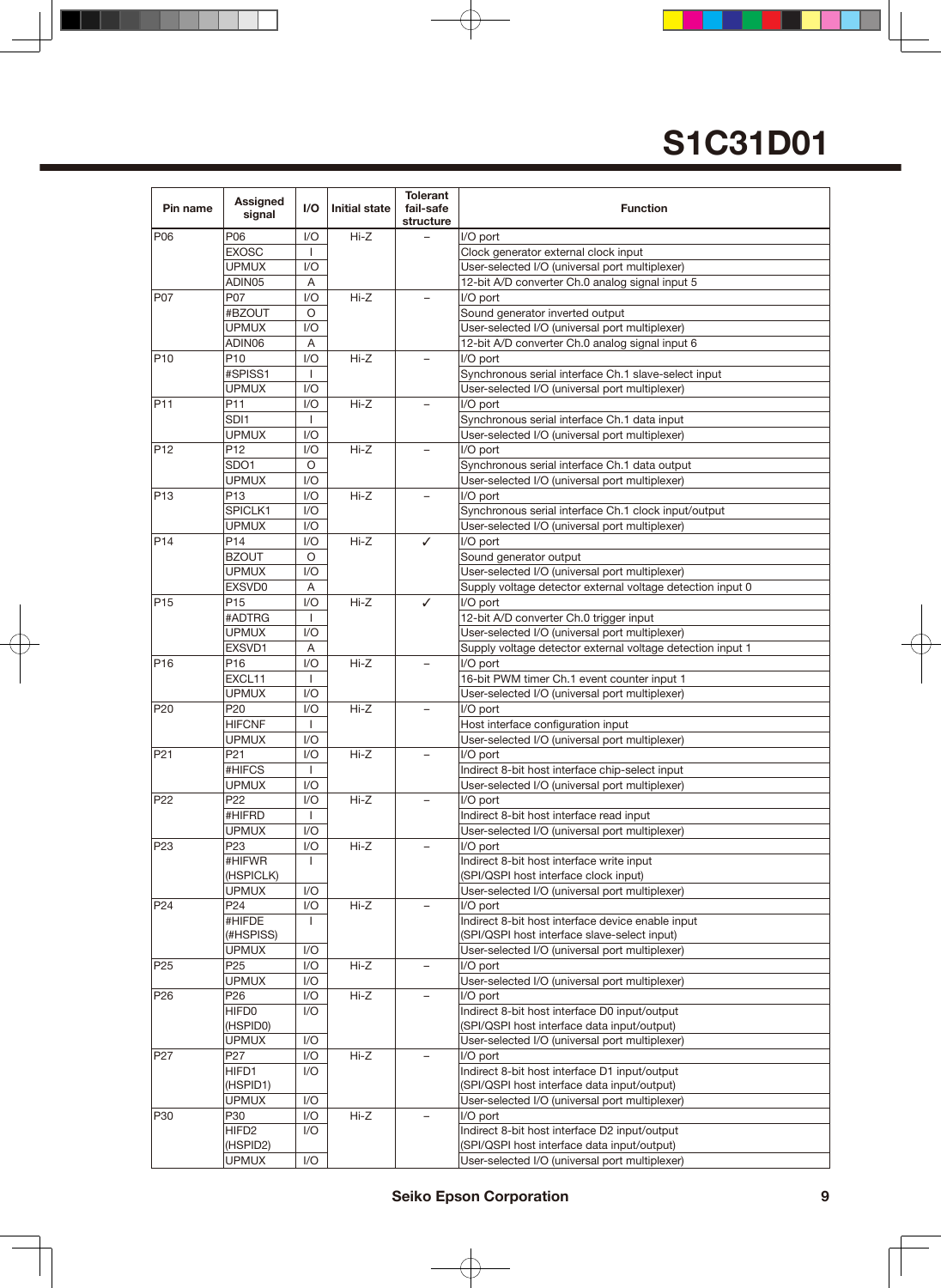| Pin name | Assigned signal | I/O | Initial state | Tolerant fail-safe structure | Function |
|---|---|---|---|---|---|
| P06 | P06 | I/O | Hi-Z | – | I/O port |
| | EXOSC | I | | | Clock generator external clock input |
| | UPMUX | I/O | | | User-selected I/O (universal port multiplexer) |
| | ADIN05 | A | | | 12-bit A/D converter Ch.0 analog signal input 5 |
| P07 | P07 | I/O | Hi-Z | – | I/O port |
| | #BZOUT | O | | | Sound generator inverted output |
| | UPMUX | I/O | | | User-selected I/O (universal port multiplexer) |
| | ADIN06 | A | | | 12-bit A/D converter Ch.0 analog signal input 6 |
| P10 | P10 | I/O | Hi-Z | – | I/O port |
| | #SPISS1 | I | | | Synchronous serial interface Ch.1 slave-select input |
| | UPMUX | I/O | | | User-selected I/O (universal port multiplexer) |
| P11 | P11 | I/O | Hi-Z | – | I/O port |
| | SDI1 | I | | | Synchronous serial interface Ch.1 data input |
| | UPMUX | I/O | | | User-selected I/O (universal port multiplexer) |
| P12 | P12 | I/O | Hi-Z | – | I/O port |
| | SDO1 | O | | | Synchronous serial interface Ch.1 data output |
| | UPMUX | I/O | | | User-selected I/O (universal port multiplexer) |
| P13 | P13 | I/O | Hi-Z | – | I/O port |
| | SPICLK1 | I/O | | | Synchronous serial interface Ch.1 clock input/output |
| | UPMUX | I/O | | | User-selected I/O (universal port multiplexer) |
| P14 | P14 | I/O | Hi-Z | ✓ | I/O port |
| | BZOUT | O | | | Sound generator output |
| | UPMUX | I/O | | | User-selected I/O (universal port multiplexer) |
| | EXSVD0 | A | | | Supply voltage detector external voltage detection input 0 |
| P15 | P15 | I/O | Hi-Z | ✓ | I/O port |
| | #ADTRG | I | | | 12-bit A/D converter Ch.0 trigger input |
| | UPMUX | I/O | | | User-selected I/O (universal port multiplexer) |
| | EXSVD1 | A | | | Supply voltage detector external voltage detection input 1 |
| P16 | P16 | I/O | Hi-Z | – | I/O port |
| | EXCL11 | I | | | 16-bit PWM timer Ch.1 event counter input 1 |
| | UPMUX | I/O | | | User-selected I/O (universal port multiplexer) |
| P20 | P20 | I/O | Hi-Z | – | I/O port |
| | HIFCNF | I | | | Host interface configuration input |
| | UPMUX | I/O | | | User-selected I/O (universal port multiplexer) |
| P21 | P21 | I/O | Hi-Z | – | I/O port |
| | #HIFCS | I | | | Indirect 8-bit host interface chip-select input |
| | UPMUX | I/O | | | User-selected I/O (universal port multiplexer) |
| P22 | P22 | I/O | Hi-Z | – | I/O port |
| | #HIFRD | I | | | Indirect 8-bit host interface read input |
| | UPMUX | I/O | | | User-selected I/O (universal port multiplexer) |
| P23 | P23 | I/O | Hi-Z | – | I/O port |
| | #HIFWR (HSPICLK) | I | | | Indirect 8-bit host interface write input (SPI/QSPI host interface clock input) |
| | UPMUX | I/O | | | User-selected I/O (universal port multiplexer) |
| P24 | P24 | I/O | Hi-Z | – | I/O port |
| | #HIFDE (#HSPISS) | I | | | Indirect 8-bit host interface device enable input (SPI/QSPI host interface slave-select input) |
| | UPMUX | I/O | | | User-selected I/O (universal port multiplexer) |
| P25 | P25 | I/O | Hi-Z | – | I/O port |
| | UPMUX | I/O | | | User-selected I/O (universal port multiplexer) |
| P26 | P26 | I/O | Hi-Z | – | I/O port |
| | HIFD0 (HSPID0) | I/O | | | Indirect 8-bit host interface D0 input/output (SPI/QSPI host interface data input/output) |
| | UPMUX | I/O | | | User-selected I/O (universal port multiplexer) |
| P27 | P27 | I/O | Hi-Z | – | I/O port |
| | HIFD1 (HSPID1) | I/O | | | Indirect 8-bit host interface D1 input/output (SPI/QSPI host interface data input/output) |
| | UPMUX | I/O | | | User-selected I/O (universal port multiplexer) |
| P30 | P30 | I/O | Hi-Z | – | I/O port |
| | HIFD2 (HSPID2) | I/O | | | Indirect 8-bit host interface D2 input/output (SPI/QSPI host interface data input/output) |
| | UPMUX | I/O | | | User-selected I/O (universal port multiplexer) |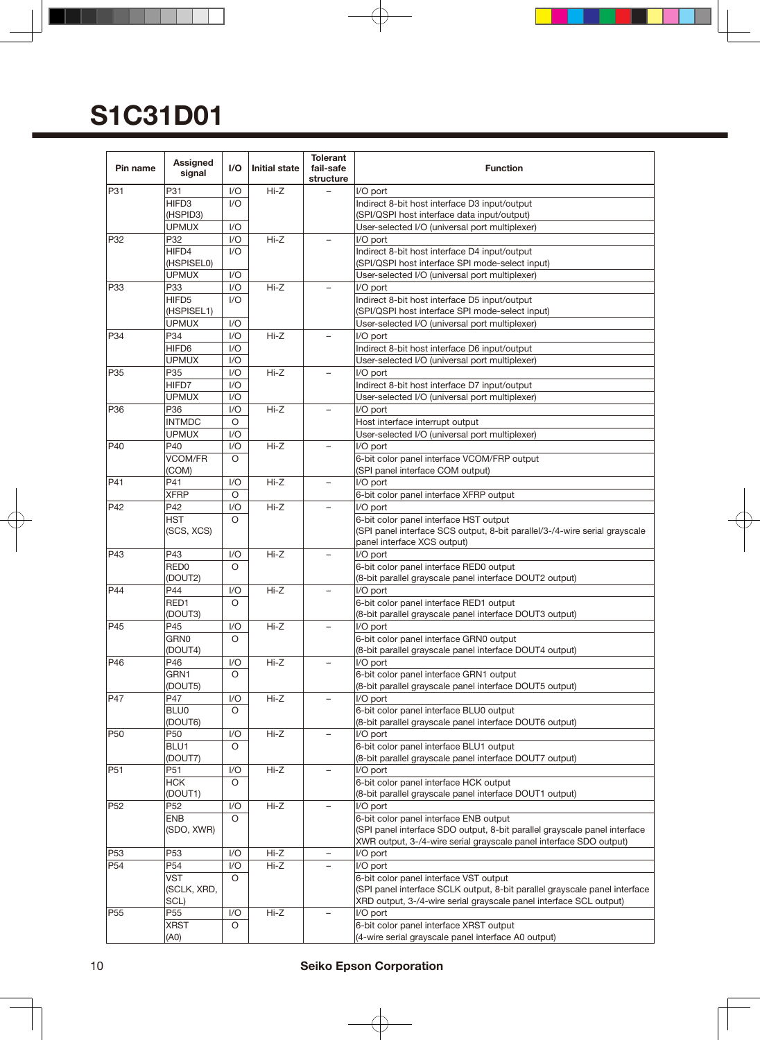# S1C31D01

| Pin name | Assigned signal | I/O | Initial state | Tolerant fail-safe structure | Function |
|---|---|---|---|---|---|
| P31 | P31 | I/O | Hi-Z | – | I/O port |
| | HIFD3 (HSPID3) | I/O | | | Indirect 8-bit host interface D3 input/output (SPI/QSPI host interface data input/output) |
| | UPMUX | I/O | | | User-selected I/O (universal port multiplexer) |
| P32 | P32 | I/O | Hi-Z | – | I/O port |
| | HIFD4 (HSPISEL0) | I/O | | | Indirect 8-bit host interface D4 input/output (SPI/QSPI host interface SPI mode-select input) |
| | UPMUX | I/O | | | User-selected I/O (universal port multiplexer) |
| P33 | P33 | I/O | Hi-Z | – | I/O port |
| | HIFD5 (HSPISEL1) | I/O | | | Indirect 8-bit host interface D5 input/output (SPI/QSPI host interface SPI mode-select input) |
| | UPMUX | I/O | | | User-selected I/O (universal port multiplexer) |
| P34 | P34 | I/O | Hi-Z | – | I/O port |
| | HIFD6 | I/O | | | Indirect 8-bit host interface D6 input/output |
| | UPMUX | I/O | | | User-selected I/O (universal port multiplexer) |
| P35 | P35 | I/O | Hi-Z | – | I/O port |
| | HIFD7 | I/O | | | Indirect 8-bit host interface D7 input/output |
| | UPMUX | I/O | | | User-selected I/O (universal port multiplexer) |
| P36 | P36 | I/O | Hi-Z | – | I/O port |
| | INTMDC | O | | | Host interface interrupt output |
| | UPMUX | I/O | | | User-selected I/O (universal port multiplexer) |
| P40 | P40 | I/O | Hi-Z | – | I/O port |
| | VCOM/FR (COM) | O | | | 6-bit color panel interface VCOM/FRP output (SPI panel interface COM output) |
| P41 | P41 | I/O | Hi-Z | – | I/O port |
| | XFRP | O | | | 6-bit color panel interface XFRP output |
| P42 | P42 | I/O | Hi-Z | – | I/O port |
| | HST (SCS, XCS) | O | | | 6-bit color panel interface HST output (SPI panel interface SCS output, 8-bit parallel/3-/4-wire serial grayscale panel interface XCS output) |
| P43 | P43 | I/O | Hi-Z | – | I/O port |
| | RED0 (DOUT2) | O | | | 6-bit color panel interface RED0 output (8-bit parallel grayscale panel interface DOUT2 output) |
| P44 | P44 | I/O | Hi-Z | – | I/O port |
| | RED1 (DOUT3) | O | | | 6-bit color panel interface RED1 output (8-bit parallel grayscale panel interface DOUT3 output) |
| P45 | P45 | I/O | Hi-Z | – | I/O port |
| | GRN0 (DOUT4) | O | | | 6-bit color panel interface GRN0 output (8-bit parallel grayscale panel interface DOUT4 output) |
| P46 | P46 | I/O | Hi-Z | – | I/O port |
| | GRN1 (DOUT5) | O | | | 6-bit color panel interface GRN1 output (8-bit parallel grayscale panel interface DOUT5 output) |
| P47 | P47 | I/O | Hi-Z | – | I/O port |
| | BLU0 (DOUT6) | O | | | 6-bit color panel interface BLU0 output (8-bit parallel grayscale panel interface DOUT6 output) |
| P50 | P50 | I/O | Hi-Z | – | I/O port |
| | BLU1 (DOUT7) | O | | | 6-bit color panel interface BLU1 output (8-bit parallel grayscale panel interface DOUT7 output) |
| P51 | P51 | I/O | Hi-Z | – | I/O port |
| | HCK (DOUT1) | O | | | 6-bit color panel interface HCK output (8-bit parallel grayscale panel interface DOUT1 output) |
| P52 | P52 | I/O | Hi-Z | – | I/O port |
| | ENB (SDO, XWR) | O | | | 6-bit color panel interface ENB output (SPI panel interface SDO output, 8-bit parallel grayscale panel interface XWR output, 3-/4-wire serial grayscale panel interface SDO output) |
| P53 | P53 | I/O | Hi-Z | – | I/O port |
| P54 | P54 | I/O | Hi-Z | – | I/O port |
| | VST (SCLK, XRD, SCL) | O | | | 6-bit color panel interface VST output (SPI panel interface SCLK output, 8-bit parallel grayscale panel interface XRD output, 3-/4-wire serial grayscale panel interface SCL output) |
| P55 | P55 | I/O | Hi-Z | – | I/O port |
| | XRST (A0) | O | | | 6-bit color panel interface XRST output (4-wire serial grayscale panel interface A0 output) |

Seiko Epson Corporation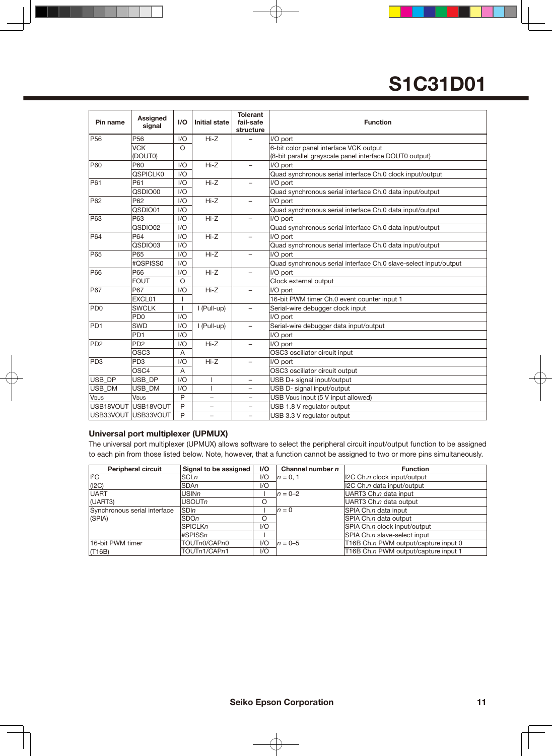| Pin name | Assigned signal | I/O | Initial state | Tolerant fail-safe structure | Function |
|---|---|---|---|---|---|
| P56 | P56 | I/O | Hi-Z | – | I/O port |
| | VCK (DOUT0) | O | | | 6-bit color panel interface VCK output (8-bit parallel grayscale panel interface DOUT0 output) |
| P60 | P60 | I/O | Hi-Z | – | I/O port |
| | QSPICLK0 | I/O | | | Quad synchronous serial interface Ch.0 clock input/output |
| P61 | P61 | I/O | Hi-Z | – | I/O port |
| | QSDIO00 | I/O | | | Quad synchronous serial interface Ch.0 data input/output |
| P62 | P62 | I/O | Hi-Z | – | I/O port |
| | QSDIO01 | I/O | | | Quad synchronous serial interface Ch.0 data input/output |
| P63 | P63 | I/O | Hi-Z | – | I/O port |
| | QSDIO02 | I/O | | | Quad synchronous serial interface Ch.0 data input/output |
| P64 | P64 | I/O | Hi-Z | – | I/O port |
| | QSDIO03 | I/O | | | Quad synchronous serial interface Ch.0 data input/output |
| P65 | P65 | I/O | Hi-Z | – | I/O port |
| | #QSPISS0 | I/O | | | Quad synchronous serial interface Ch.0 slave-select input/output |
| P66 | P66 | I/O | Hi-Z | – | I/O port |
| | FOUT | O | | | Clock external output |
| P67 | P67 | I/O | Hi-Z | – | I/O port |
| | EXCL01 | I | | | 16-bit PWM timer Ch.0 event counter input 1 |
| PD0 | SWCLK | I | I (Pull-up) | – | Serial-wire debugger clock input |
| | PD0 | I/O | | | I/O port |
| PD1 | SWD | I/O | I (Pull-up) | – | Serial-wire debugger data input/output |
| | PD1 | I/O | | | I/O port |
| PD2 | PD2 | I/O | Hi-Z | – | I/O port |
| | OSC3 | A | | | OSC3 oscillator circuit input |
| PD3 | PD3 | I/O | Hi-Z | – | I/O port |
| | OSC4 | A | | | OSC3 oscillator circuit output |
| USB_DP | USB_DP | I/O | I | – | USB D+ signal input/output |
| USB_DM | USB_DM | I/O | I | – | USB D- signal input/output |
| VBUS | VBUS | P | – | – | USB VBUS input (5 V input allowed) |
| USB18VOUT | USB18VOUT | P | – | – | USB 1.8 V regulator output |
| USB33VOUT | USB33VOUT | P | – | – | USB 3.3 V regulator output |

## Universal port multiplexer (UPMUX)

The universal port multiplexer (UPMUX) allows software to select the peripheral circuit input/output function to be assigned to each pin from those listed below. Note, however, that a function cannot be assigned to two or more pins simultaneously.

| Peripheral circuit | Signal to be assigned | I/O | Channel number *n* | Function |
|---|---|---|---|---|
| I2C | SCL*n* | I/O | *n* = 0, 1 | I2C Ch.*n* clock input/output |
| (I2C) | SDA*n* | I/O | | I2C Ch.*n* data input/output |
| UART | USIN*n* | I | *n* = 0–2 | UART3 Ch.*n* data input |
| (UART3) | USOUT*n* | O | | UART3 Ch.*n* data output |
| Synchronous serial interface | SDI*n* | I | *n* = 0 | SPIA Ch.*n* data input |
| (SPIA) | SDO*n* | O | | SPIA Ch.*n* data output |
| | SPICLK*n* | I/O | | SPIA Ch.*n* clock input/output |
| | #SPISS*n* | I | | SPIA Ch.*n* slave-select input |
| 16-bit PWM timer | TOUT*n*0/CAP*n*0 | I/O | *n* = 0–5 | T16B Ch.*n* PWM output/capture input 0 |
| (T16B) | TOUT*n*1/CAP*n*1 | I/O | | T16B Ch.*n* PWM output/capture input 1 |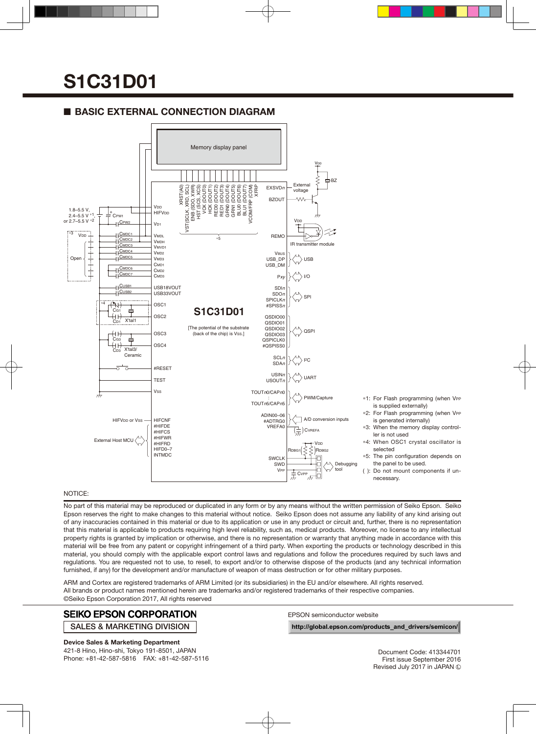# S1C31D01

## ■ BASIC EXTERNAL CONNECTION DIAGRAM

Memory display panel

XRST(A0)
VST(SCLK, XRD, SCL)
ENB (SDO, XWR)
HST (SCS, XCS)
VCK (DOUT0)
HCK (DOUT1)
RED0 (DOUT2)
RED1 (DOUT3)
GRN0 (DOUT4)
GRN1 (DOUT5)
BLU0 (DOUT6)
BLU1 (DOUT7)
VCOM/FRP (COM)
XFRP

*5

1.8–5.5 V,
2.4–5.5 V *1,
or 2.7–5.5 V *2

CPW1
CPW2
VDD
HIFVDD
VD1

*3 VDD

Open

CMDC1
CMDC2
CMDC3
CMDC4
CMDC5
CMDC6
CMDC7

VMDL
VMDH
VMVD1
VMD2
VMD3
CMD1
CMD2
CMD3

CUSB1
CUSB2
USB18VOUT
USB33VOUT

*4
CG1
CD1
X'tal1
OSC1
OSC2

CG3
CD3
X'tal3/
Ceramic
OSC3
OSC4

#RESET
TEST
VSS

HIFVDD or VSS
External Host MCU

HIFCNF
#HIFDE
#HIFCS
#HIFWR
#HIFRD
HIFD0–7
INTMDC

S1C31D01

[The potential of the substrate (back of the chip) is VSS.]

EXSVDn
External voltage
BZOUT
VDD
BZ

VDD
REMO
IR transmitter module

VBUS
USB_DP
USB_DM
USB

Pxy
I/O

SDIn
SDOn
SPICLKn
#SPISSn
SPI

QSDIO00
QSDIO01
QSDIO02
QSDIO03
QSPICLK0
#QSPISS0
QSPI

SCLn
SDAn
I2C

USINn
USOUTn
UART

TOUTn0/CAPn0
:
TOUTn5/CAPn5
PWM/Capture

ADIN00–06
#ADTRG0
VREFA0
A/D conversion inputs
CVREFA

SWCLK
SWD
VPP
RDBG1
RDBG2
VDD
CVPP
Debugging tool

*1: For Flash programming (when VPP is supplied externally)
*2: For Flash programming (when VPP is generated internally)
*3: When the memory display controller is not used
*4: When OSC1 crystal oscillator is selected
*5: The pin configuration depends on the panel to be used.
( ): Do not mount components if unnecessary.

NOTICE:

No part of this material may be reproduced or duplicated in any form or by any means without the written permission of Seiko Epson. Seiko Epson reserves the right to make changes to this material without notice. Seiko Epson does not assume any liability of any kind arising out of any inaccuracies contained in this material or due to its application or use in any product or circuit and, further, there is no representation that this material is applicable to products requiring high level reliability, such as, medical products. Moreover, no license to any intellectual property rights is granted by implication or otherwise, and there is no representation or warranty that anything made in accordance with this material will be free from any patent or copyright infringement of a third party. When exporting the products or technology described in this material, you should comply with the applicable export control laws and regulations and follow the procedures required by such laws and regulations. You are requested not to use, to resell, to export and/or to otherwise dispose of the products (and any technical information furnished, if any) for the development and/or manufacture of weapon of mass destruction or for other military purposes.

ARM and Cortex are registered trademarks of ARM Limited (or its subsidiaries) in the EU and/or elsewhere. All rights reserved.
All brands or product names mentioned herein are trademarks and/or registered trademarks of their respective companies.
©Seiko Epson Corporation 2017, All rights reserved

**SEIKO EPSON CORPORATION**
SALES & MARKETING DIVISION

**Device Sales & Marketing Department**
421-8 Hino, Hino-shi, Tokyo 191-8501, JAPAN
Phone: +81-42-587-5816 FAX: +81-42-587-5116

EPSON semiconductor website
**http://global.epson.com/products_and_drivers/semicon/**

Document Code: 413344701
First issue September 2016
Revised July 2017 in JAPAN